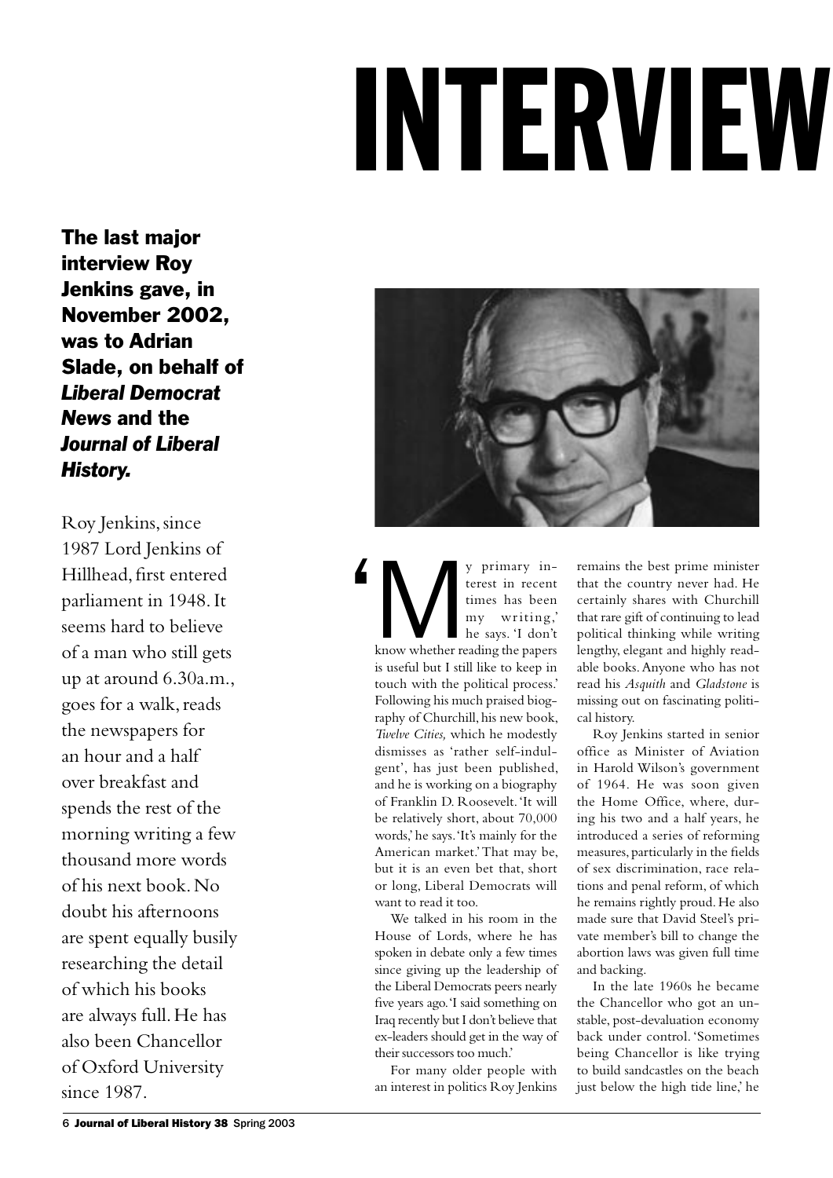# INTERVIEW

**The last major interview Roy Jenkins gave, in November 2002, was to Adrian Slade, on behalf of *Liberal Democrat News* and the *Journal of Liberal History*.**

Roy Jenkins, since 1987 Lord Jenkins of Hillhead, first entered parliament in 1948. It seems hard to believe of a man who still gets up at around 6.30a.m., goes for a walk, reads the newspapers for an hour and a half over breakfast and spends the rest of the morning writing a few thousand more words of his next book. No doubt his afternoons are spent equally busily researching the detail of which his books are always full. He has also been Chancellor of Oxford University since 1987.

'My primary interest in recent times has been my writing,' he says. 'I don't know whether reading the papers is useful but I still like to keep in touch with the political process.' Following his much praised biography of Churchill, his new book, *Twelve Cities,* which he modestly dismisses as 'rather self-indulgent', has just been published, and he is working on a biography of Franklin D. Roosevelt. 'It will be relatively short, about 70,000 words,' he says. 'It's mainly for the American market.' That may be, but it is an even bet that, short or long, Liberal Democrats will want to read it too.

We talked in his room in the House of Lords, where he has spoken in debate only a few times since giving up the leadership of the Liberal Democrats peers nearly five years ago. 'I said something on Iraq recently but I don't believe that ex-leaders should get in the way of their successors too much.'

For many older people with an interest in politics Roy Jenkins remains the best prime minister that the country never had. He certainly shares with Churchill that rare gift of continuing to lead political thinking while writing lengthy, elegant and highly readable books. Anyone who has not read his *Asquith* and *Gladstone* is missing out on fascinating political history.

Roy Jenkins started in senior office as Minister of Aviation in Harold Wilson's government of 1964. He was soon given the Home Office, where, during his two and a half years, he introduced a series of reforming measures, particularly in the fields of sex discrimination, race relations and penal reform, of which he remains rightly proud. He also made sure that David Steel's private member's bill to change the abortion laws was given full time and backing.

In the late 1960s he became the Chancellor who got an unstable, post-devaluation economy back under control. 'Sometimes being Chancellor is like trying to build sandcastles on the beach just below the high tide line,' he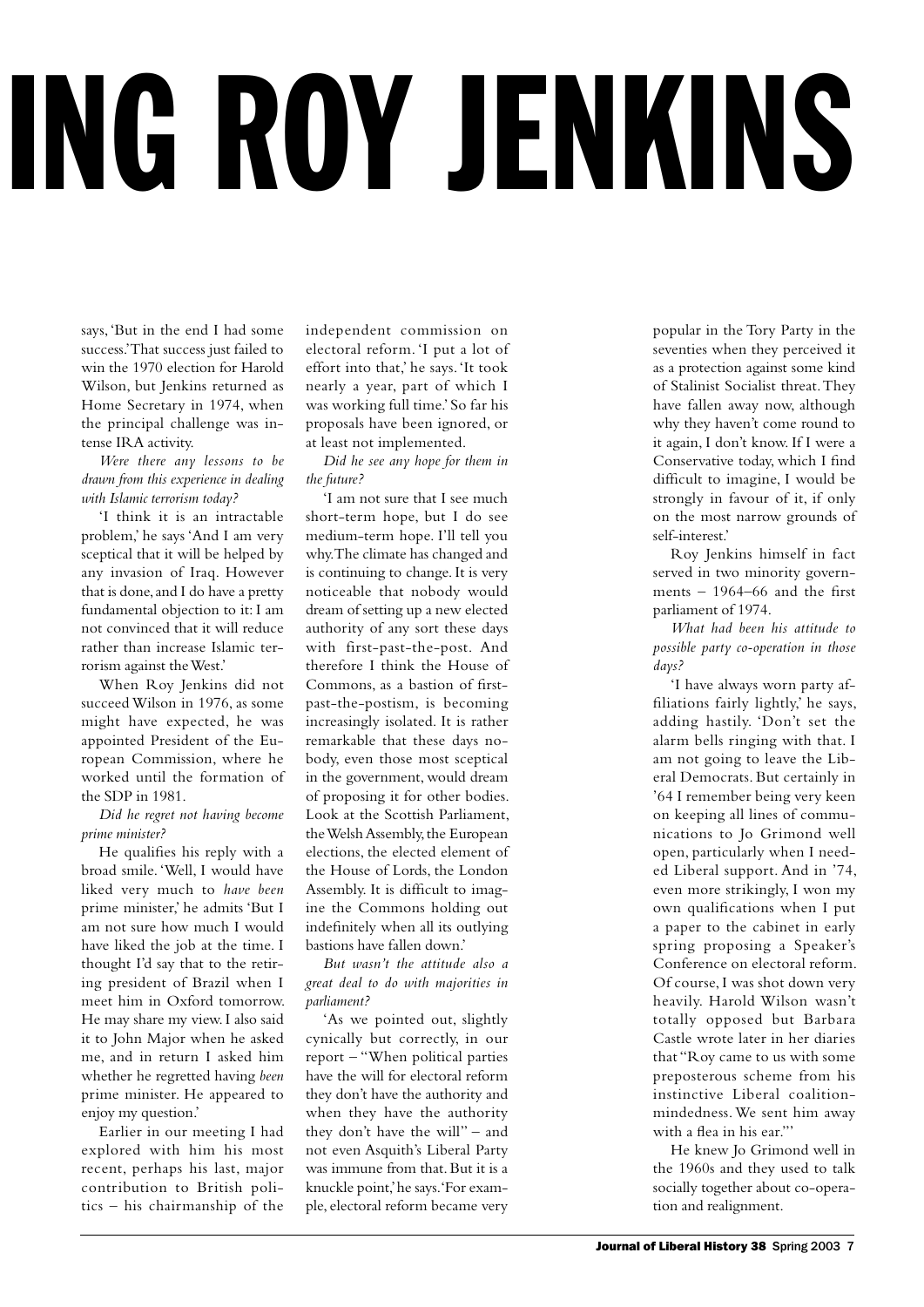# ING ROY JENKINS

says, 'But in the end I had some success.' That success just failed to win the 1970 election for Harold Wilson, but Jenkins returned as Home Secretary in 1974, when the principal challenge was intense IRA activity.

*Were there any lessons to be drawn from this experience in dealing with Islamic terrorism today?*

'I think it is an intractable problem,' he says 'And I am very sceptical that it will be helped by any invasion of Iraq. However that is done, and I do have a pretty fundamental objection to it: I am not convinced that it will reduce rather than increase Islamic terrorism against the West.'

When Roy Jenkins did not succeed Wilson in 1976, as some might have expected, he was appointed President of the European Commission, where he worked until the formation of the SDP in 1981.

*Did he regret not having become prime minister?*

He qualifies his reply with a broad smile. 'Well, I would have liked very much to *have been* prime minister,' he admits 'But I am not sure how much I would have liked the job at the time. I thought I'd say that to the retiring president of Brazil when I meet him in Oxford tomorrow. He may share my view. I also said it to John Major when he asked me, and in return I asked him whether he regretted having *been* prime minister. He appeared to enjoy my question.'

Earlier in our meeting I had explored with him his most recent, perhaps his last, major contribution to British politics – his chairmanship of the independent commission on electoral reform. 'I put a lot of effort into that,' he says. 'It took nearly a year, part of which I was working full time.' So far his proposals have been ignored, or at least not implemented.

*Did he see any hope for them in the future?*

'I am not sure that I see much short-term hope, but I do see medium-term hope. I'll tell you why. The climate has changed and is continuing to change. It is very noticeable that nobody would dream of setting up a new elected authority of any sort these days with first-past-the-post. And therefore I think the House of Commons, as a bastion of first-past-the-postism, is becoming increasingly isolated. It is rather remarkable that these days nobody, even those most sceptical in the government, would dream of proposing it for other bodies. Look at the Scottish Parliament, the Welsh Assembly, the European elections, the elected element of the House of Lords, the London Assembly. It is difficult to imagine the Commons holding out indefinitely when all its outlying bastions have fallen down.'

*But wasn't the attitude also a great deal to do with majorities in parliament?*

'As we pointed out, slightly cynically but correctly, in our report – "When political parties have the will for electoral reform they don't have the authority and when they have the authority they don't have the will" – and not even Asquith's Liberal Party was immune from that. But it is a knuckle point,' he says. 'For example, electoral reform became very popular in the Tory Party in the seventies when they perceived it as a protection against some kind of Stalinist Socialist threat. They have fallen away now, although why they haven't come round to it again, I don't know. If I were a Conservative today, which I find difficult to imagine, I would be strongly in favour of it, if only on the most narrow grounds of self-interest.'

Roy Jenkins himself in fact served in two minority governments – 1964–66 and the first parliament of 1974.

*What had been his attitude to possible party co-operation in those days?*

'I have always worn party affiliations fairly lightly,' he says, adding hastily. 'Don't set the alarm bells ringing with that. I am not going to leave the Liberal Democrats. But certainly in '64 I remember being very keen on keeping all lines of communications to Jo Grimond well open, particularly when I needed Liberal support. And in '74, even more strikingly, I won my own qualifications when I put a paper to the cabinet in early spring proposing a Speaker's Conference on electoral reform. Of course, I was shot down very heavily. Harold Wilson wasn't totally opposed but Barbara Castle wrote later in her diaries that "Roy came to us with some preposterous scheme from his instinctive Liberal coalition-mindedness. We sent him away with a flea in his ear."'

He knew Jo Grimond well in the 1960s and they used to talk socially together about co-operation and realignment.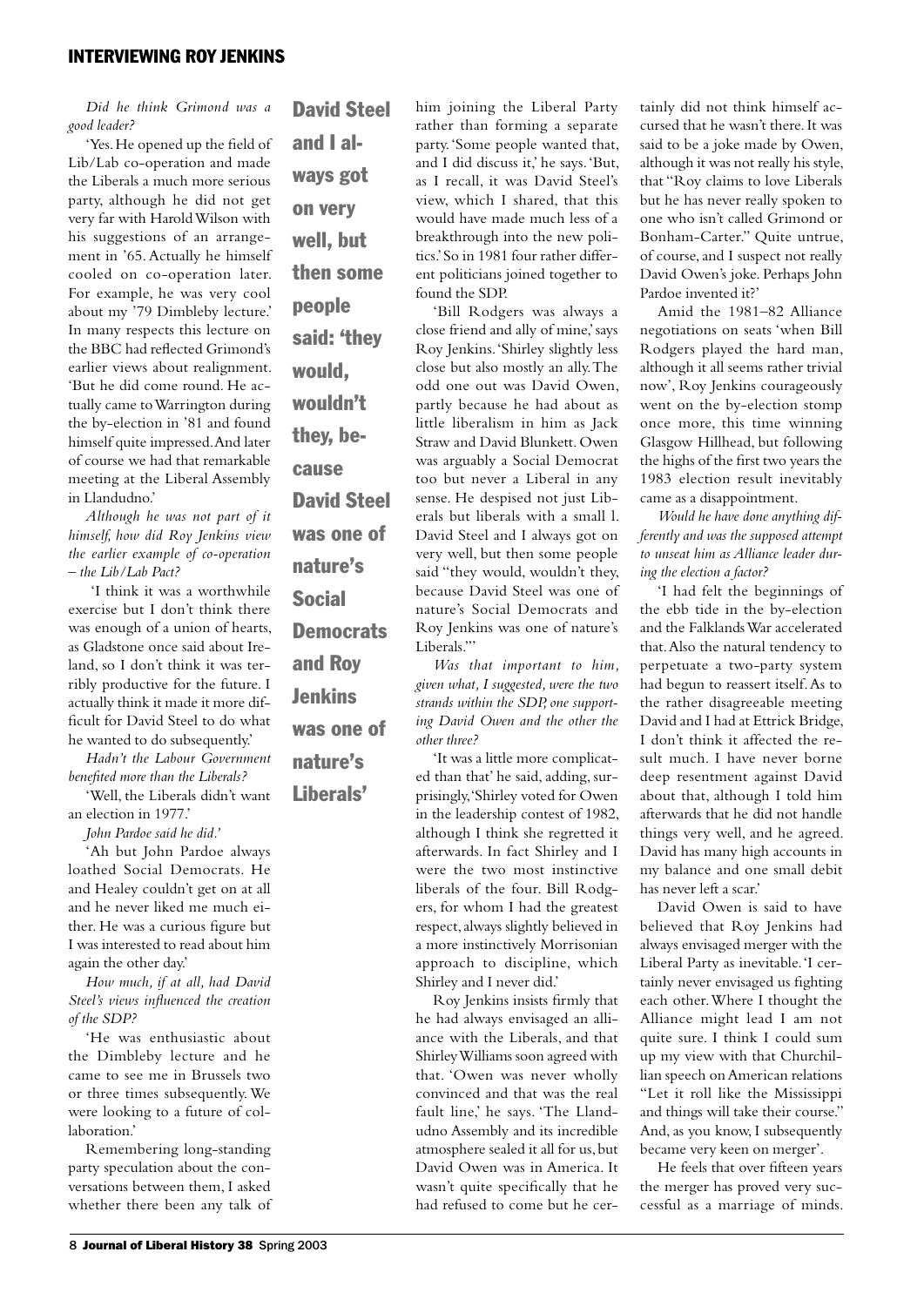*Did he think Grimond was a good leader?*

'Yes. He opened up the field of Lib/Lab co-operation and made the Liberals a much more serious party, although he did not get very far with Harold Wilson with his suggestions of an arrangement in '65. Actually he himself cooled on co-operation later. For example, he was very cool about my '79 Dimbleby lecture.' In many respects this lecture on the BBC had reflected Grimond's earlier views about realignment. 'But he did come round. He actually came to Warrington during the by-election in '81 and found himself quite impressed. And later of course we had that remarkable meeting at the Liberal Assembly in Llandudno.'

*Although he was not part of it himself, how did Roy Jenkins view the earlier example of co-operation – the Lib/Lab Pact?*

'I think it was a worthwhile exercise but I don't think there was enough of a union of hearts, as Gladstone once said about Ireland, so I don't think it was terribly productive for the future. I actually think it made it more difficult for David Steel to do what he wanted to do subsequently.'

*Hadn't the Labour Government benefited more than the Liberals?*

'Well, the Liberals didn't want an election in 1977.'

*John Pardoe said he did.'*

'Ah but John Pardoe always loathed Social Democrats. He and Healey couldn't get on at all and he never liked me much either. He was a curious figure but I was interested to read about him again the other day.'

*How much, if at all, had David Steel's views influenced the creation of the SDP?*

'He was enthusiastic about the Dimbleby lecture and he came to see me in Brussels two or three times subsequently. We were looking to a future of collaboration.'

Remembering long-standing party speculation about the conversations between them, I asked whether there been any talk of him joining the Liberal Party rather than forming a separate party. 'Some people wanted that, and I did discuss it,' he says. 'But, as I recall, it was David Steel's view, which I shared, that this would have made much less of a breakthrough into the new politics.' So in 1981 four rather different politicians joined together to found the SDP.

'Bill Rodgers was always a close friend and ally of mine,' says Roy Jenkins. 'Shirley slightly less close but also mostly an ally. The odd one out was David Owen, partly because he had about as little liberalism in him as Jack Straw and David Blunkett. Owen was arguably a Social Democrat too but never a Liberal in any sense. He despised not just Liberals but liberals with a small l. David Steel and I always got on very well, but then some people said "they would, wouldn't they, because David Steel was one of nature's Social Democrats and Roy Jenkins was one of nature's Liberals."'

> **David Steel and I always got on very well, but then some people said: 'they would, wouldn't they, because David Steel was one of nature's Social Democrats and Roy Jenkins was one of nature's Liberals'**

*Was that important to him, given what, I suggested, were the two strands within the SDP, one supporting David Owen and the other the other three?*

'It was a little more complicated than that' he said, adding, surprisingly, 'Shirley voted for Owen in the leadership contest of 1982, although I think she regretted it afterwards. In fact Shirley and I were the two most instinctive liberals of the four. Bill Rodgers, for whom I had the greatest respect, always slightly believed in a more instinctively Morrisonian approach to discipline, which Shirley and I never did.'

Roy Jenkins insists firmly that he had always envisaged an alliance with the Liberals, and that Shirley Williams soon agreed with that. 'Owen was never wholly convinced and that was the real fault line,' he says. 'The Llandudno Assembly and its incredible atmosphere sealed it all for us, but David Owen was in America. It wasn't quite specifically that he had refused to come but he certainly did not think himself accursed that he wasn't there. It was said to be a joke made by Owen, although it was not really his style, that "Roy claims to love Liberals but he has never really spoken to one who isn't called Grimond or Bonham-Carter." Quite untrue, of course, and I suspect not really David Owen's joke. Perhaps John Pardoe invented it?'

Amid the 1981–82 Alliance negotiations on seats 'when Bill Rodgers played the hard man, although it all seems rather trivial now', Roy Jenkins courageously went on the by-election stomp once more, this time winning Glasgow Hillhead, but following the highs of the first two years the 1983 election result inevitably came as a disappointment.

*Would he have done anything differently and was the supposed attempt to unseat him as Alliance leader during the election a factor?*

'I had felt the beginnings of the ebb tide in the by-election and the Falklands War accelerated that. Also the natural tendency to perpetuate a two-party system had begun to reassert itself. As to the rather disagreeable meeting David and I had at Ettrick Bridge, I don't think it affected the result much. I have never borne deep resentment against David about that, although I told him afterwards that he did not handle things very well, and he agreed. David has many high accounts in my balance and one small debit has never left a scar.'

David Owen is said to have believed that Roy Jenkins had always envisaged merger with the Liberal Party as inevitable. 'I certainly never envisaged us fighting each other. Where I thought the Alliance might lead I am not quite sure. I think I could sum up my view with that Churchillian speech on American relations "Let it roll like the Mississippi and things will take their course." And, as you know, I subsequently became very keen on merger'.

He feels that over fifteen years the merger has proved very successful as a marriage of minds.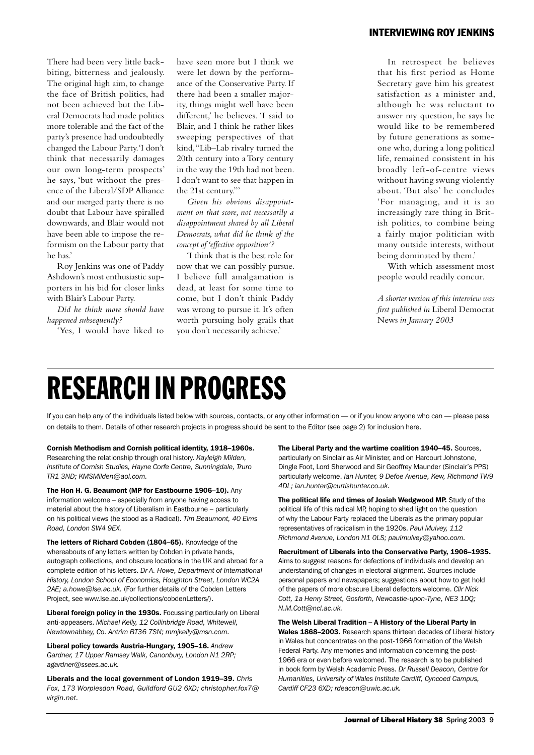There had been very little backbiting, bitterness and jealously. The original high aim, to change the face of British politics, had not been achieved but the Liberal Democrats had made politics more tolerable and the fact of the party's presence had undoubtedly changed the Labour Party. 'I don't think that necessarily damages our own long-term prospects' he says, 'but without the presence of the Liberal/SDP Alliance and our merged party there is no doubt that Labour have spiralled downwards, and Blair would not have been able to impose the reformism on the Labour party that he has.'

Roy Jenkins was one of Paddy Ashdown's most enthusiastic supporters in his bid for closer links with Blair's Labour Party.

*Did he think more should have happened subsequently?*

'Yes, I would have liked to have seen more but I think we were let down by the performance of the Conservative Party. If there had been a smaller majority, things might well have been different,' he believes. 'I said to Blair, and I think he rather likes sweeping perspectives of that kind, "Lib–Lab rivalry turned the 20th century into a Tory century in the way the 19th had not been. I don't want to see that happen in the 21st century."'

*Given his obvious disappointment on that score, not necessarily a disappointment shared by all Liberal Democrats, what did he think of the concept of 'effective opposition'?*

'I think that is the best role for now that we can possibly pursue. I believe full amalgamation is dead, at least for some time to come, but I don't think Paddy was wrong to pursue it. It's often worth pursuing holy grails that you don't necessarily achieve.'

In retrospect he believes that his first period as Home Secretary gave him his greatest satisfaction as a minister and, although he was reluctant to answer my question, he says he would like to be remembered by future generations as someone who, during a long political life, remained consistent in his broadly left-of-centre views without having swung violently about. 'But also' he concludes 'For managing, and it is an increasingly rare thing in British politics, to combine being a fairly major politician with many outside interests, without being dominated by them.'

With which assessment most people would readily concur.

*A shorter version of this interview was first published in* Liberal Democrat News *in January 2003*

# RESEARCH IN PROGRESS

If you can help any of the individuals listed below with sources, contacts, or any other information — or if you know anyone who can — please pass on details to them. Details of other research projects in progress should be sent to the Editor (see page 2) for inclusion here.

**Cornish Methodism and Cornish political identity, 1918–1960s.** Researching the relationship through oral history. *Kayleigh Milden, Institute of Cornish Studies, Hayne Corfe Centre, Sunningdale, Truro TR1 3ND; KMSMilden@aol.com.*

**The Hon H. G. Beaumont (MP for Eastbourne 1906–10).** Any information welcome – especially from anyone having access to material about the history of Liberalism in Eastbourne – particularly on his political views (he stood as a Radical). *Tim Beaumont, 40 Elms Road, London SW4 9EX.*

**The letters of Richard Cobden (1804–65).** Knowledge of the whereabouts of any letters written by Cobden in private hands, autograph collections, and obscure locations in the UK and abroad for a complete edition of his letters. *Dr A. Howe, Department of International History, London School of Economics, Houghton Street, London WC2A 2AE; a.howe@lse.ac.uk.* (For further details of the Cobden Letters Project, see www.lse.ac.uk/collections/cobdenLetters/).

**Liberal foreign policy in the 1930s.** Focussing particularly on Liberal anti-appeasers. *Michael Kelly, 12 Collinbridge Road, Whitewell, Newtownabbey, Co. Antrim BT36 7SN; mmjkelly@msn.com.*

**Liberal policy towards Austria-Hungary, 1905–16.** *Andrew Gardner, 17 Upper Ramsey Walk, Canonbury, London N1 2RP; agardner@ssees.ac.uk.*

**Liberals and the local government of London 1919–39.** *Chris Fox, 173 Worplesdon Road, Guildford GU2 6XD; christopher.fox7@virgin.net.*

**The Liberal Party and the wartime coalition 1940–45.** Sources, particularly on Sinclair as Air Minister, and on Harcourt Johnstone, Dingle Foot, Lord Sherwood and Sir Geoffrey Maunder (Sinclair's PPS) particularly welcome. *Ian Hunter, 9 Defoe Avenue, Kew, Richmond TW9 4DL; ian.hunter@curtishunter.co.uk.*

**The political life and times of Josiah Wedgwood MP.** Study of the political life of this radical MP, hoping to shed light on the question of why the Labour Party replaced the Liberals as the primary popular representatives of radicalism in the 1920s. *Paul Mulvey, 112 Richmond Avenue, London N1 0LS; paulmulvey@yahoo.com.*

**Recruitment of Liberals into the Conservative Party, 1906–1935.** Aims to suggest reasons for defections of individuals and develop an understanding of changes in electoral alignment. Sources include personal papers and newspapers; suggestions about how to get hold of the papers of more obscure Liberal defectors welcome. *Cllr Nick Cott, 1a Henry Street, Gosforth, Newcastle-upon-Tyne, NE3 1DQ; N.M.Cott@ncl.ac.uk.*

**The Welsh Liberal Tradition – A History of the Liberal Party in Wales 1868–2003.** Research spans thirteen decades of Liberal history in Wales but concentrates on the post-1966 formation of the Welsh Federal Party. Any memories and information concerning the post-1966 era or even before welcomed. The research is to be published in book form by Welsh Academic Press. *Dr Russell Deacon, Centre for Humanities, University of Wales Institute Cardiff, Cyncoed Campus, Cardiff CF23 6XD; rdeacon@uwic.ac.uk.*